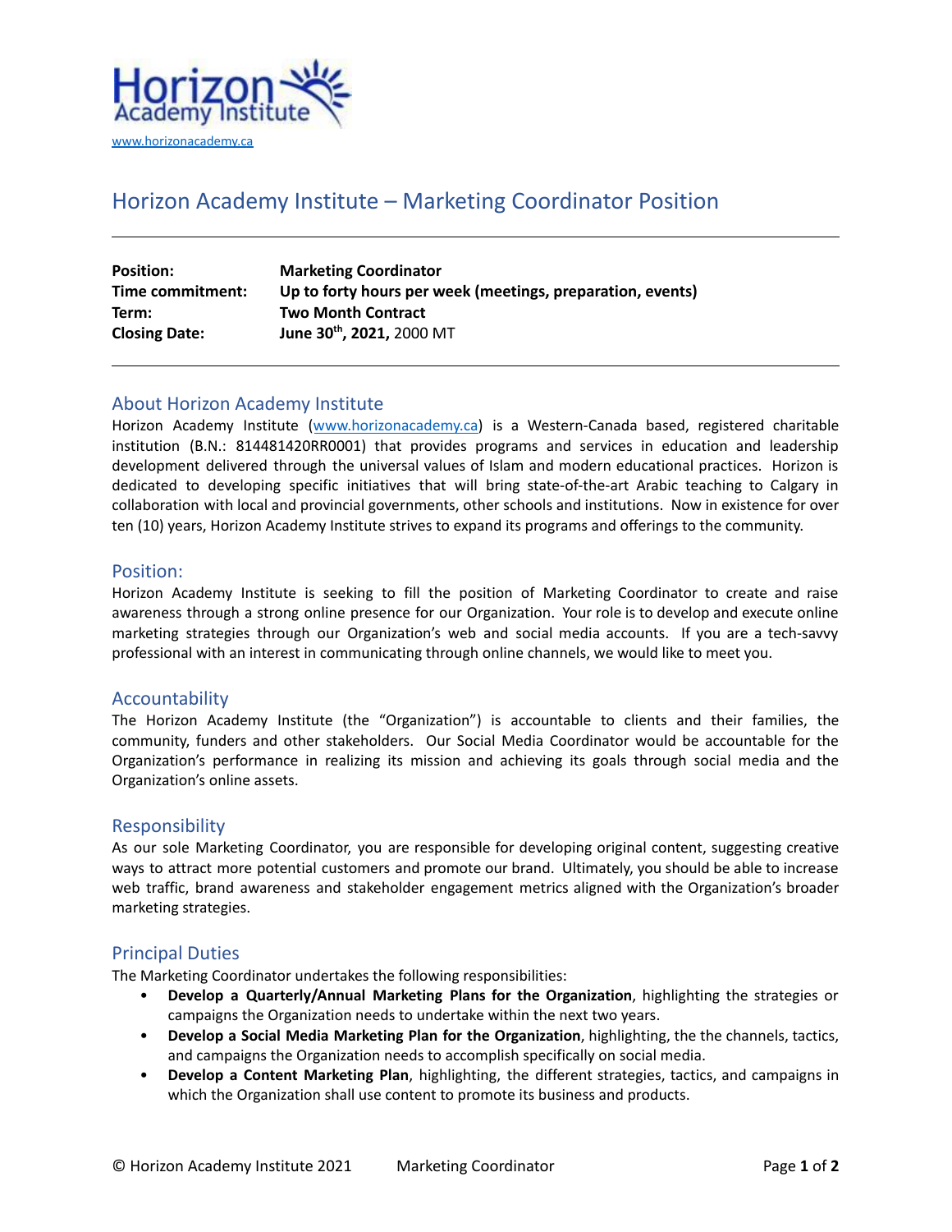Horizon Academy Institute

www.horizonacademy.ca

# Horizon Academy Institute – Marketing Coordinator Position

| | |
|---|---|
| **Position:** | **Marketing Coordinator** |
| **Time commitment:** | **Up to forty hours per week (meetings, preparation, events)** |
| **Term:** | **Two Month Contract** |
| **Closing Date:** | **June 30th, 2021,** 2000 MT |

## About Horizon Academy Institute

Horizon Academy Institute (www.horizonacademy.ca) is a Western-Canada based, registered charitable institution (B.N.: 814481420RR0001) that provides programs and services in education and leadership development delivered through the universal values of Islam and modern educational practices. Horizon is dedicated to developing specific initiatives that will bring state-of-the-art Arabic teaching to Calgary in collaboration with local and provincial governments, other schools and institutions. Now in existence for over ten (10) years, Horizon Academy Institute strives to expand its programs and offerings to the community.

## Position:

Horizon Academy Institute is seeking to fill the position of Marketing Coordinator to create and raise awareness through a strong online presence for our Organization. Your role is to develop and execute online marketing strategies through our Organization's web and social media accounts. If you are a tech-savvy professional with an interest in communicating through online channels, we would like to meet you.

## Accountability

The Horizon Academy Institute (the "Organization") is accountable to clients and their families, the community, funders and other stakeholders. Our Social Media Coordinator would be accountable for the Organization's performance in realizing its mission and achieving its goals through social media and the Organization's online assets.

## Responsibility

As our sole Marketing Coordinator, you are responsible for developing original content, suggesting creative ways to attract more potential customers and promote our brand. Ultimately, you should be able to increase web traffic, brand awareness and stakeholder engagement metrics aligned with the Organization's broader marketing strategies.

## Principal Duties

The Marketing Coordinator undertakes the following responsibilities:

- **Develop a Quarterly/Annual Marketing Plans for the Organization**, highlighting the strategies or campaigns the Organization needs to undertake within the next two years.
- **Develop a Social Media Marketing Plan for the Organization**, highlighting, the the channels, tactics, and campaigns the Organization needs to accomplish specifically on social media.
- **Develop a Content Marketing Plan**, highlighting, the different strategies, tactics, and campaigns in which the Organization shall use content to promote its business and products.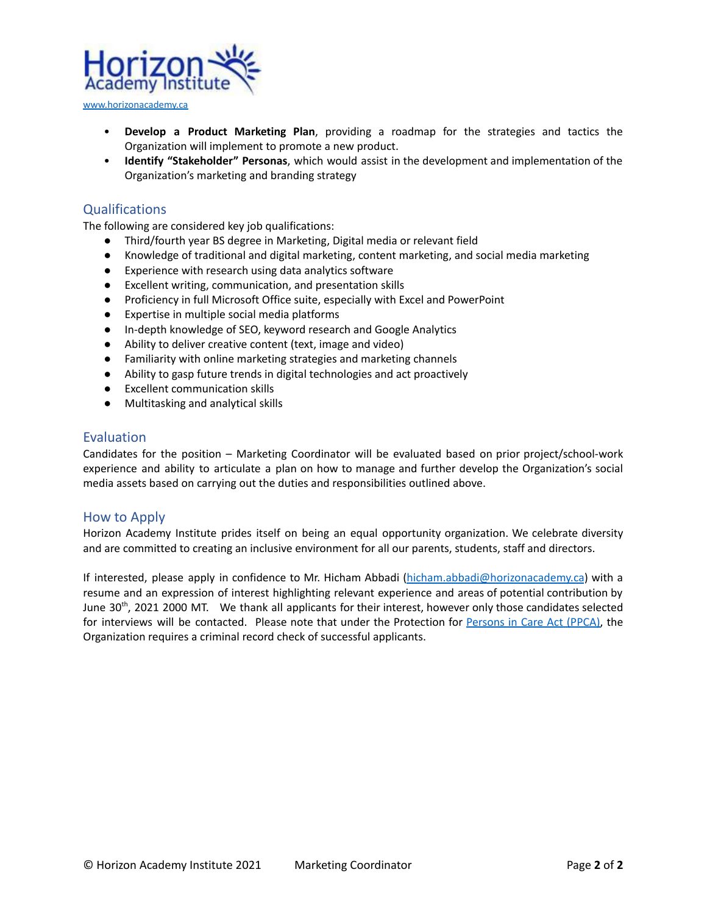- **Develop a Product Marketing Plan**, providing a roadmap for the strategies and tactics the Organization will implement to promote a new product.
- **Identify "Stakeholder" Personas**, which would assist in the development and implementation of the Organization's marketing and branding strategy

## Qualifications

The following are considered key job qualifications:

- Third/fourth year BS degree in Marketing, Digital media or relevant field
- Knowledge of traditional and digital marketing, content marketing, and social media marketing
- Experience with research using data analytics software
- Excellent writing, communication, and presentation skills
- Proficiency in full Microsoft Office suite, especially with Excel and PowerPoint
- Expertise in multiple social media platforms
- In-depth knowledge of SEO, keyword research and Google Analytics
- Ability to deliver creative content (text, image and video)
- Familiarity with online marketing strategies and marketing channels
- Ability to gasp future trends in digital technologies and act proactively
- Excellent communication skills
- Multitasking and analytical skills

## Evaluation

Candidates for the position – Marketing Coordinator will be evaluated based on prior project/school-work experience and ability to articulate a plan on how to manage and further develop the Organization's social media assets based on carrying out the duties and responsibilities outlined above.

## How to Apply

Horizon Academy Institute prides itself on being an equal opportunity organization. We celebrate diversity and are committed to creating an inclusive environment for all our parents, students, staff and directors.

If interested, please apply in confidence to Mr. Hicham Abbadi (hicham.abbadi@horizonacademy.ca) with a resume and an expression of interest highlighting relevant experience and areas of potential contribution by June 30th, 2021 2000 MT. We thank all applicants for their interest, however only those candidates selected for interviews will be contacted. Please note that under the Protection for Persons in Care Act (PPCA), the Organization requires a criminal record check of successful applicants.